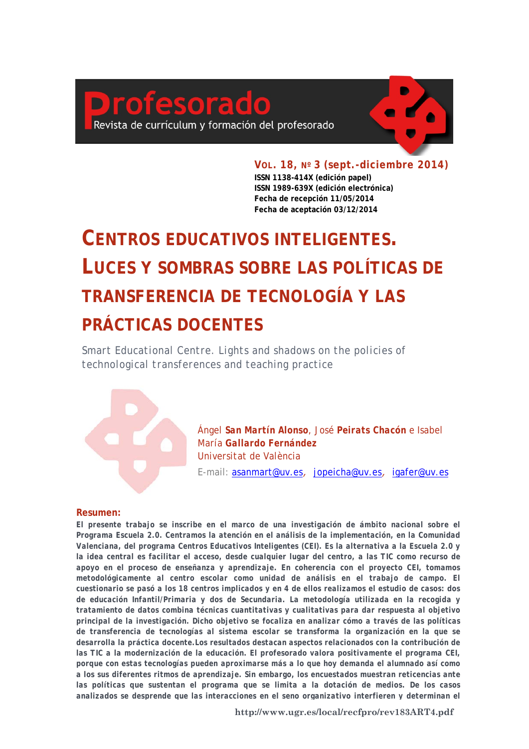# Profesorado

Revista de currículum y formación del profesorado

**VOL. 18, Nº 3 (sept.-diciembre 2014)**
**ISSN 1138-414X (edición papel)**
**ISSN 1989-639X (edición electrónica)**
**Fecha de recepción 11/05/2014**
**Fecha de aceptación 03/12/2014**

# CENTROS EDUCATIVOS INTELIGENTES. LUCES Y SOMBRAS SOBRE LAS POLÍTICAS DE TRANSFERENCIA DE TECNOLOGÍA Y LAS PRÁCTICAS DOCENTES

Smart Educational Centre. Lights and shadows on the policies of technological transferences and teaching practice

Ángel **San Martín Alonso**, José **Peirats Chacón** e Isabel María **Gallardo Fernández**
Universitat de València
E-mail: asanmart@uv.es, jopeicha@uv.es, igafer@uv.es

## Resumen:

**El presente trabajo se inscribe en el marco de una investigación de ámbito nacional sobre el Programa Escuela 2.0. Centramos la atención en el análisis de la implementación, en la Comunidad Valenciana, del programa Centros Educativos Inteligentes (CEI). Es la alternativa a la Escuela 2.0 y la idea central es facilitar el acceso, desde cualquier lugar del centro, a las TIC como recurso de apoyo en el proceso de enseñanza y aprendizaje. En coherencia con el proyecto CEI, tomamos metodológicamente al centro escolar como unidad de análisis en el trabajo de campo. El cuestionario se pasó a los 18 centros implicados y en 4 de ellos realizamos el estudio de casos: dos de educación Infantil/Primaria y dos de Secundaria. La metodología utilizada en la recogida y tratamiento de datos combina técnicas cuantitativas y cualitativas para dar respuesta al objetivo principal de la investigación. Dicho objetivo se focaliza en analizar cómo a través de las políticas de transferencia de tecnologías al sistema escolar se transforma la organización en la que se desarrolla la práctica docente.Los resultados destacan aspectos relacionados con la contribución de las TIC a la modernización de la educación. El profesorado valora positivamente el programa CEI, porque con estas tecnologías pueden aproximarse más a lo que hoy demanda el alumnado así como a los sus diferentes ritmos de aprendizaje. Sin embargo, los encuestados muestran reticencias ante las políticas que sustentan el programa que se limita a la dotación de medios. De los casos analizados se desprende que las interacciones en el seno organizativo interfieren y determinan el**

http://www.ugr.es/local/recfpro/rev183ART4.pdf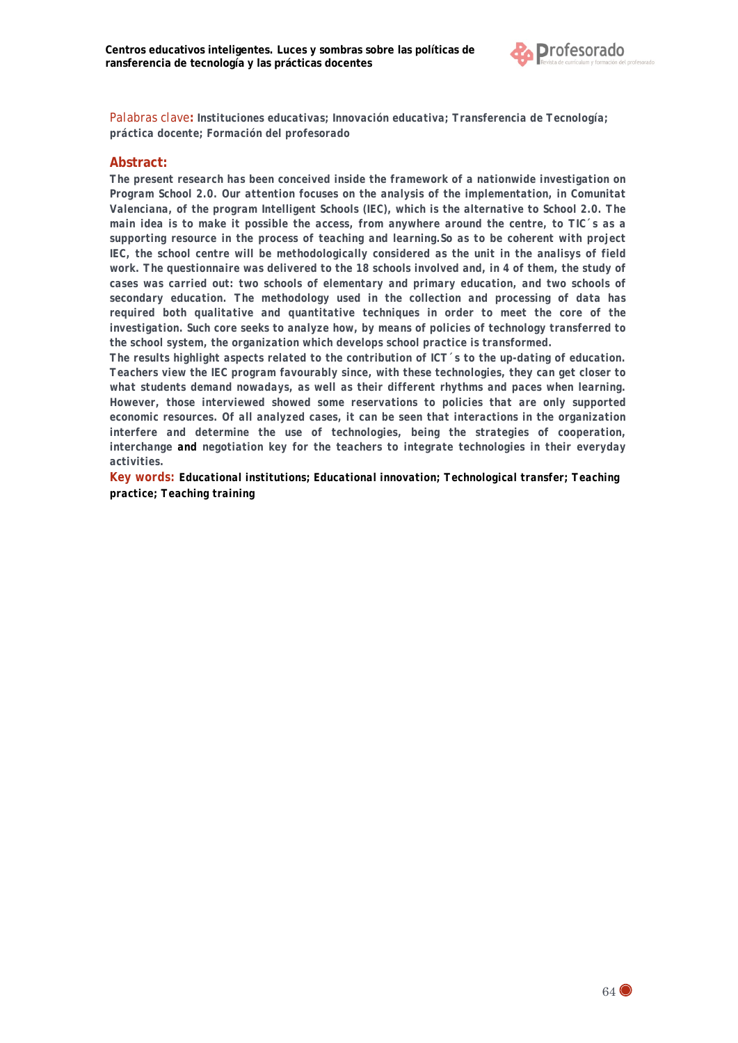Palabras clave**:** **Instituciones educativas; Innovación educativa; Transferencia de Tecnología; práctica docente; Formación del profesorado**

## Abstract:

**The present research has been conceived inside the framework of a nationwide investigation on Program School 2.0. Our attention focuses on the analysis of the implementation, in Comunitat Valenciana, of the program Intelligent Schools (IEC), which is the alternative to School 2.0. The main idea is to make it possible the access, from anywhere around the centre, to TIC´s as a supporting resource in the process of teaching and learning.So as to be coherent with project IEC, the school centre will be methodologically considered as the unit in the analisys of field work. The questionnaire was delivered to the 18 schools involved and, in 4 of them, the study of cases was carried out: two schools of elementary and primary education, and two schools of secondary education. The methodology used in the collection and processing of data has required both qualitative and quantitative techniques in order to meet the core of the investigation. Such core seeks to analyze how, by means of policies of technology transferred to the school system, the organization which develops school practice is transformed.**

**The results highlight aspects related to the contribution of ICT´s to the up-dating of education. Teachers view the IEC program favourably since, with these technologies, they can get closer to what students demand nowadays, as well as their different rhythms and paces when learning. However, those interviewed showed some reservations to policies that are only supported economic resources. Of all analyzed cases, it can be seen that interactions in the organization interfere and determine the use of technologies, being the strategies of cooperation, interchange and negotiation key for the teachers to integrate technologies in their everyday activities.**

Key words: **Educational institutions; Educational innovation; Technological transfer; Teaching practice; Teaching training**